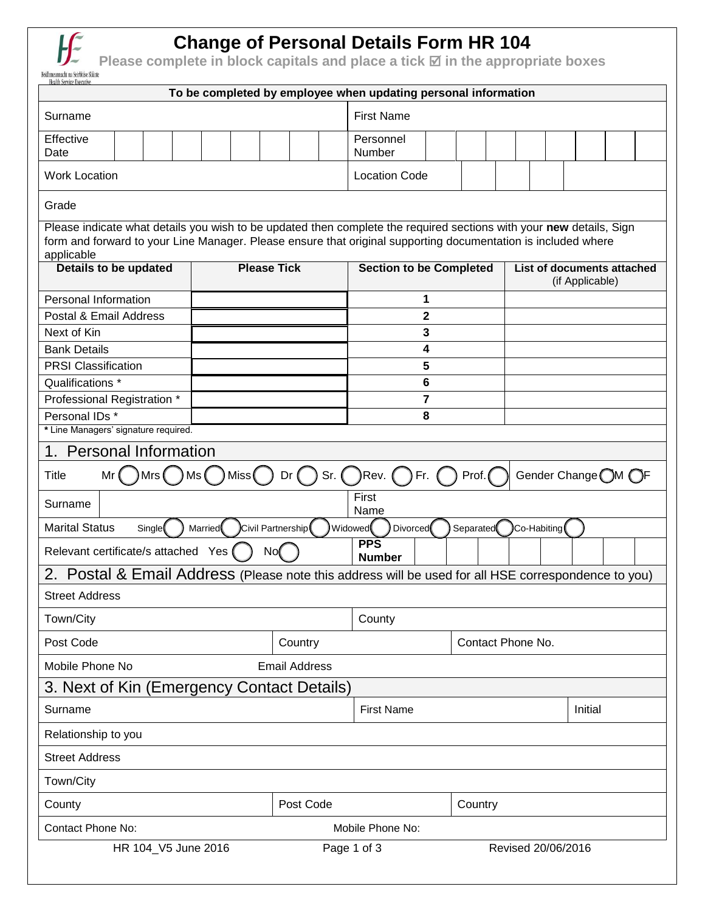# Change of Personal Details Form HR 104

**Please complete in block capitals and place a tick ☑ in the appropriate boxes**

**To be completed by employee when updating personal information**

| | | | |
|---|---|---|---|
| Surname | | First Name | |
| Effective Date | | Personnel Number | |
| Work Location | | Location Code | |
| Grade | | | |

Please indicate what details you wish to be updated then complete the required sections with your **new** details, Sign form and forward to your Line Manager. Please ensure that original supporting documentation is included where applicable

| Details to be updated | Please Tick | Section to be Completed | List of documents attached (if Applicable) |
|---|---|---|---|
| Personal Information | | **1** | |
| Postal & Email Address | | **2** | |
| Next of Kin | | **3** | |
| Bank Details | | **4** | |
| PRSI Classification | | **5** | |
| Qualifications * | | **6** | |
| Professional Registration * | | **7** | |
| Personal IDs * | | **8** | |

**\*** Line Managers' signature required.

## 1. Personal Information

Title: Mr ◯ Mrs ◯ Ms ◯ Miss ◯ Dr ◯ Sr. ◯ Rev. ◯ Fr. ◯ Prof. ◯ Gender Change ◯M ◯F

| | | | |
|---|---|---|---|
| Surname | | First Name | |

Marital Status: Single ◯ Married ◯ Civil Partnership ◯ Widowed ◯ Divorced ◯ Separated ◯ Co-Habiting ◯

Relevant certificate/s attached Yes ◯ No ◯ | **PPS Number**

## 2. Postal & Email Address (Please note this address will be used for all HSE correspondence to you)

| | | |
|---|---|---|
| Street Address | | |
| Town/City | County | |
| Post Code | Country | Contact Phone No. |
| Mobile Phone No | Email Address | |

## 3. Next of Kin (Emergency Contact Details)

| | | |
|---|---|---|
| Surname | First Name | Initial |
| Relationship to you | | |
| Street Address | | |
| Town/City | | |
| County | Post Code | Country |
| Contact Phone No: | Mobile Phone No: | |

HR 104_V5 June 2016 | Revised 20/06/2016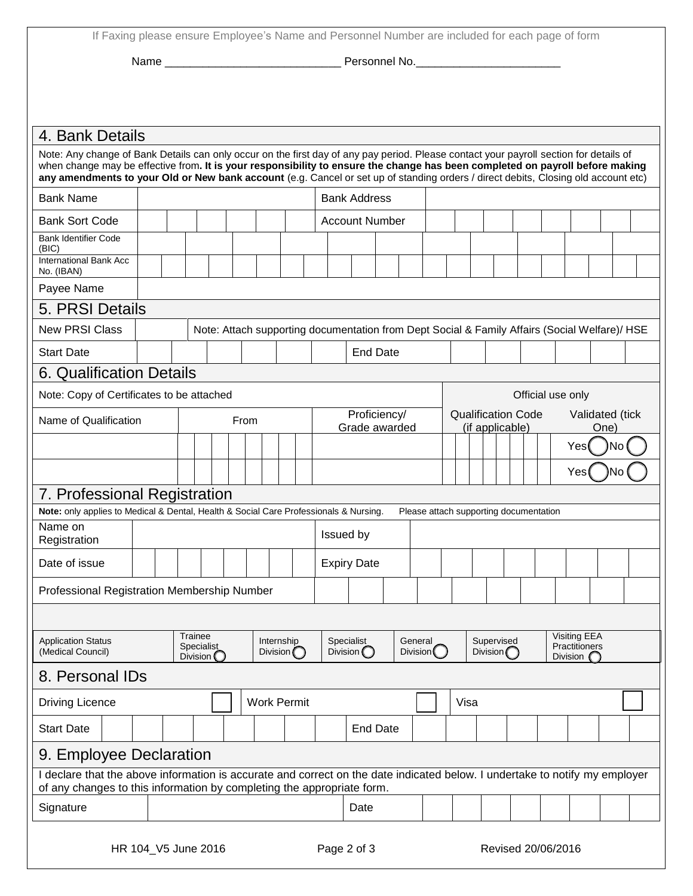If Faxing please ensure Employee's Name and Personnel Number are included for each page of form

Name ___________________________ Personnel No.______________________

## 4. Bank Details

Note: Any change of Bank Details can only occur on the first day of any pay period. Please contact your payroll section for details of when change may be effective from. **It is your responsibility to ensure the change has been completed on payroll before making any amendments to your Old or New bank account** (e.g. Cancel or set up of standing orders / direct debits, Closing old account etc)

| | | | |
|---|---|---|---|
| Bank Name | | Bank Address | |
| Bank Sort Code | | Account Number | |
| Bank Identifier Code (BIC) | | | |
| International Bank Acc No. (IBAN) | | | |
| Payee Name | | | |

## 5. PRSI Details

| | | | |
|---|---|---|---|
| New PRSI Class | | Note: Attach supporting documentation from Dept Social & Family Affairs (Social Welfare)/ HSE | |
| Start Date | | End Date | |

## 6. Qualification Details

| Note: Copy of Certificates to be attached | | | Official use only | |
|---|---|---|---|---|
| Name of Qualification | From | Proficiency/ Grade awarded | Qualification Code (if applicable) | Validated (tick One) |
| | | | | Yes ◯ No ◯ |
| | | | | Yes ◯ No ◯ |

## 7. Professional Registration

**Note:** only applies to Medical & Dental, Health & Social Care Professionals & Nursing. Please attach supporting documentation

| | | | |
|---|---|---|---|
| Name on Registration | | Issued by | |
| Date of issue | | Expiry Date | |
| Professional Registration Membership Number | | | |

| Application Status (Medical Council) | Trainee Specialist Division ◯ | Internship Division ◯ | Specialist Division ◯ | General Division ◯ | Supervised Division ◯ | Visiting EEA Practitioners Division ◯ |
|---|---|---|---|---|---|---|

## 8. Personal IDs

| | | | | | |
|---|---|---|---|---|---|
| Driving Licence | ☐ | Work Permit | ☐ | Visa | ☐ |
| Start Date | | End Date | | | |

## 9. Employee Declaration

I declare that the above information is accurate and correct on the date indicated below. I undertake to notify my employer of any changes to this information by completing the appropriate form.

| | | | |
|---|---|---|---|
| Signature | | Date | |

HR 104_V5 June 2016 Revised 20/06/2016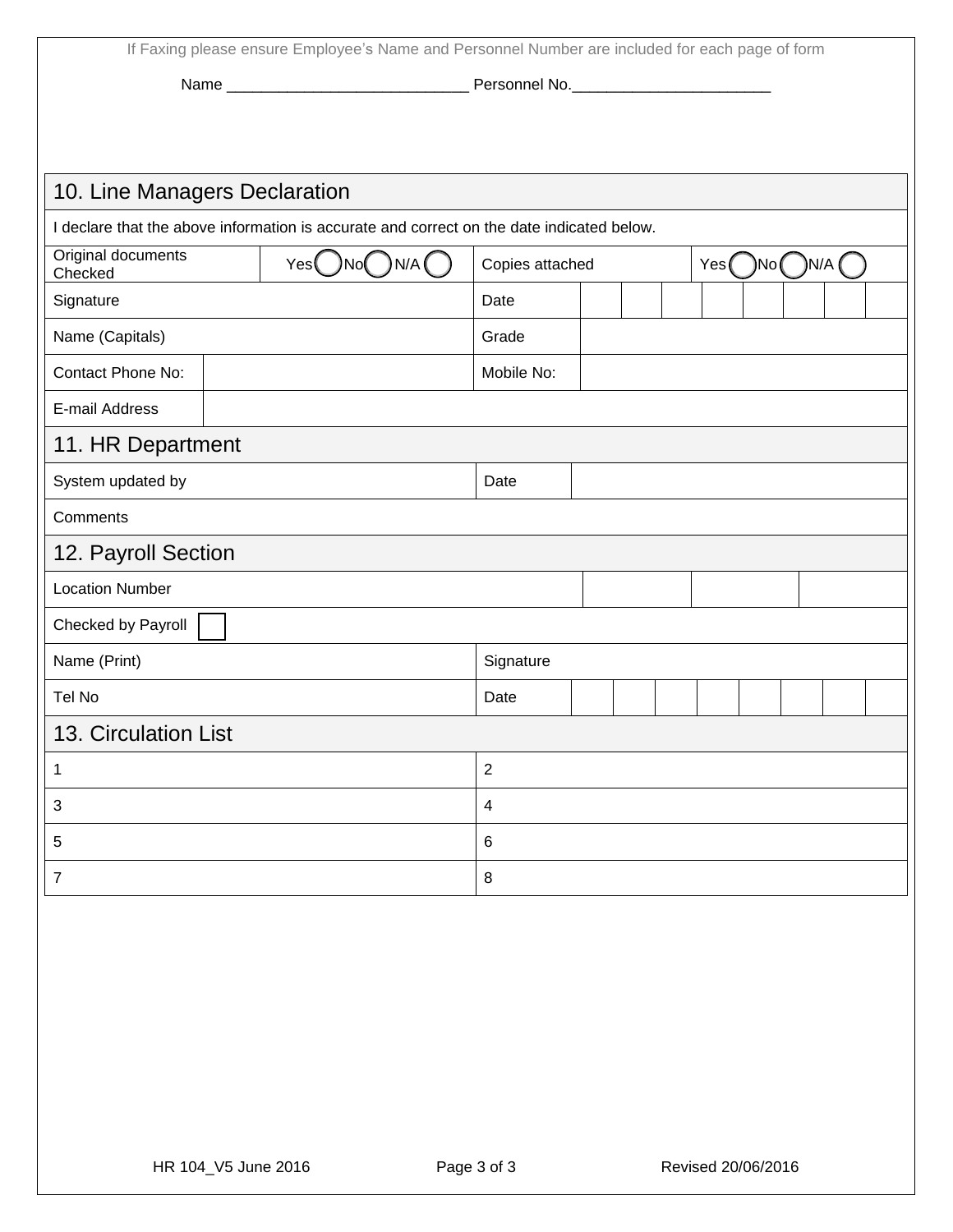If Faxing please ensure Employee's Name and Personnel Number are included for each page of form

Name ___________________________ Personnel No._______________________

## 10. Line Managers Declaration

I declare that the above information is accurate and correct on the date indicated below.

| | | | |
|---|---|---|---|
| Original documents Checked | Yes ◯ No ◯ N/A ◯ | Copies attached | Yes ◯ No ◯ N/A ◯ |
| Signature | | Date | |
| Name (Capitals) | | Grade | |
| Contact Phone No: | | Mobile No: | |
| E-mail Address | | | |

## 11. HR Department

| | | | |
|---|---|---|---|
| System updated by | | Date | |
| Comments | | | |

## 12. Payroll Section

| | | | |
|---|---|---|---|
| Location Number | | | |
| Checked by Payroll ☐ | | | |
| Name (Print) | | Signature | |
| Tel No | | Date | |

## 13. Circulation List

| | |
|---|---|
| 1 | 2 |
| 3 | 4 |
| 5 | 6 |
| 7 | 8 |

HR 104_V5 June 2016 Revised 20/06/2016